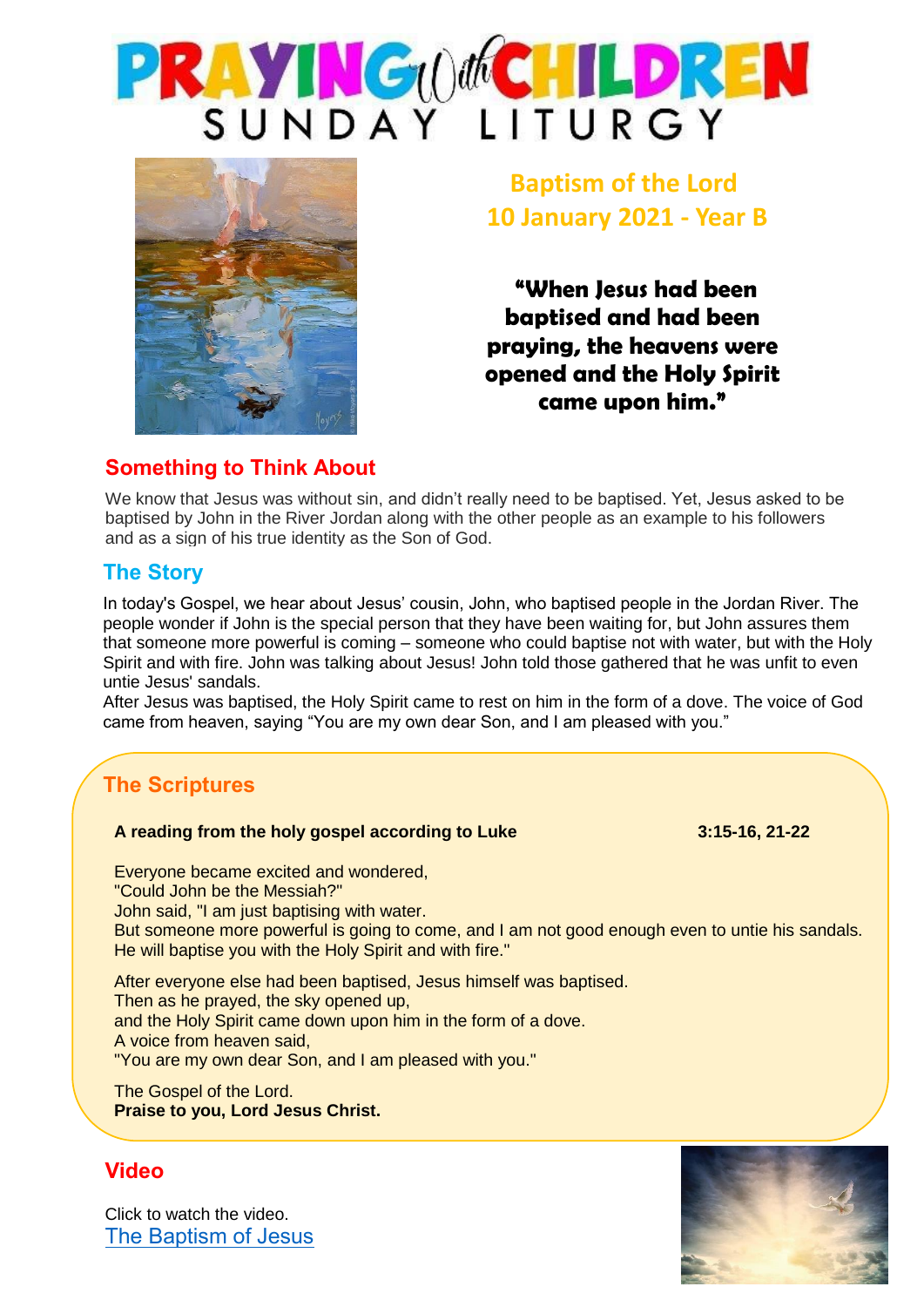# PRAYING with CHILDREN
## SUNDAY LITURGY

**Baptism of the Lord**
**10 January 2021 - Year B**

**"When Jesus had been baptised and had been praying, the heavens were opened and the Holy Spirit came upon him."**

## Something to Think About

We know that Jesus was without sin, and didn't really need to be baptised. Yet, Jesus asked to be baptised by John in the River Jordan along with the other people as an example to his followers and as a sign of his true identity as the Son of God.

## The Story

In today's Gospel, we hear about Jesus' cousin, John, who baptised people in the Jordan River. The people wonder if John is the special person that they have been waiting for, but John assures them that someone more powerful is coming – someone who could baptise not with water, but with the Holy Spirit and with fire. John was talking about Jesus! John told those gathered that he was unfit to even untie Jesus' sandals.

After Jesus was baptised, the Holy Spirit came to rest on him in the form of a dove. The voice of God came from heaven, saying "You are my own dear Son, and I am pleased with you."

## The Scriptures

**A reading from the holy gospel according to Luke 3:15-16, 21-22**

Everyone became excited and wondered,
"Could John be the Messiah?"
John said, "I am just baptising with water.
But someone more powerful is going to come, and I am not good enough even to untie his sandals.
He will baptise you with the Holy Spirit and with fire."

After everyone else had been baptised, Jesus himself was baptised.
Then as he prayed, the sky opened up,
and the Holy Spirit came down upon him in the form of a dove.
A voice from heaven said,
"You are my own dear Son, and I am pleased with you."

The Gospel of the Lord.
**Praise to you, Lord Jesus Christ.**

## Video

Click to watch the video.
The Baptism of Jesus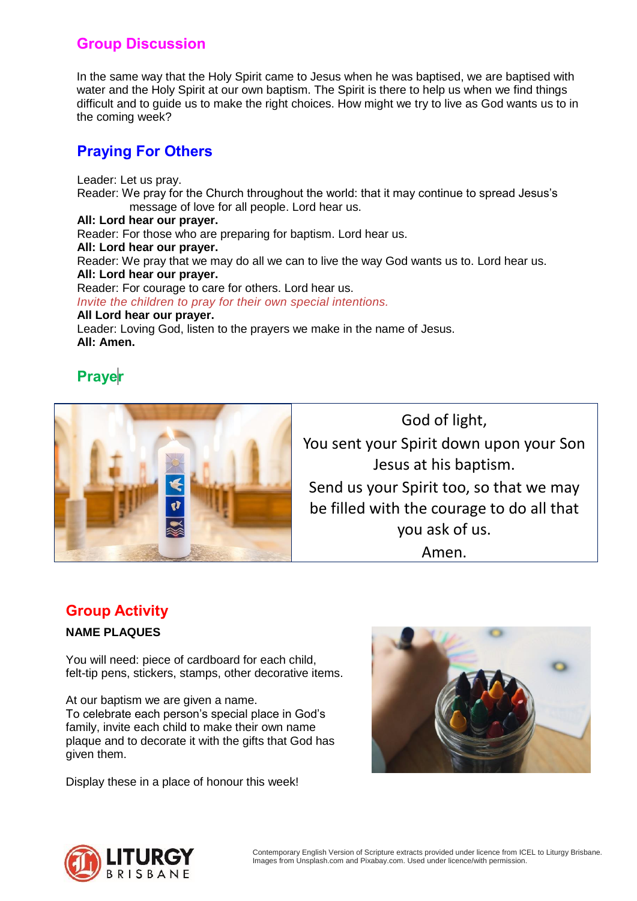## Group Discussion

In the same way that the Holy Spirit came to Jesus when he was baptised, we are baptised with water and the Holy Spirit at our own baptism. The Spirit is there to help us when we find things difficult and to guide us to make the right choices. How might we try to live as God wants us to in the coming week?

## Praying For Others

Leader: Let us pray.
Reader: We pray for the Church throughout the world: that it may continue to spread Jesus's message of love for all people. Lord hear us.
**All: Lord hear our prayer.**
Reader: For those who are preparing for baptism. Lord hear us.
**All: Lord hear our prayer.**
Reader: We pray that we may do all we can to live the way God wants us to. Lord hear us.
**All: Lord hear our prayer.**
Reader: For courage to care for others. Lord hear us.
*Invite the children to pray for their own special intentions.*
**All Lord hear our prayer.**
Leader: Loving God, listen to the prayers we make in the name of Jesus.
**All: Amen.**

## Prayer

God of light,
You sent your Spirit down upon your Son Jesus at his baptism.
Send us your Spirit too, so that we may be filled with the courage to do all that you ask of us.
Amen.

## Group Activity

**NAME PLAQUES**

You will need: piece of cardboard for each child, felt-tip pens, stickers, stamps, other decorative items.

At our baptism we are given a name.
To celebrate each person's special place in God's family, invite each child to make their own name plaque and to decorate it with the gifts that God has given them.

Display these in a place of honour this week!

Contemporary English Version of Scripture extracts provided under licence from ICEL to Liturgy Brisbane.
Images from Unsplash.com and Pixabay.com. Used under licence/with permission.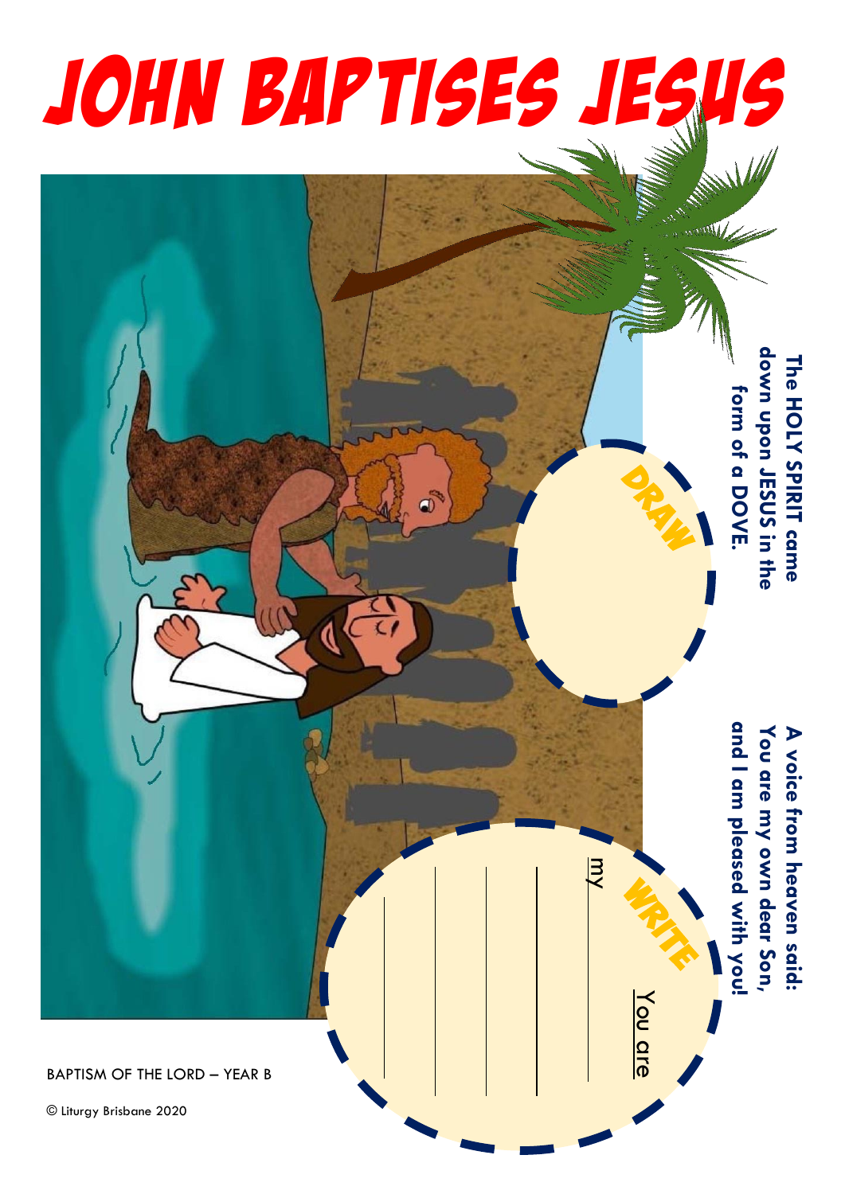# JOHN BAPTISES JESUS

The HOLY SPIRIT came down upon JESUS in the form of a DOVE.

DRAW

A voice from heaven said: You are my own dear Son, and I am pleased with you!

WRITE

You are

my

BAPTISM OF THE LORD – YEAR B

© Liturgy Brisbane 2020